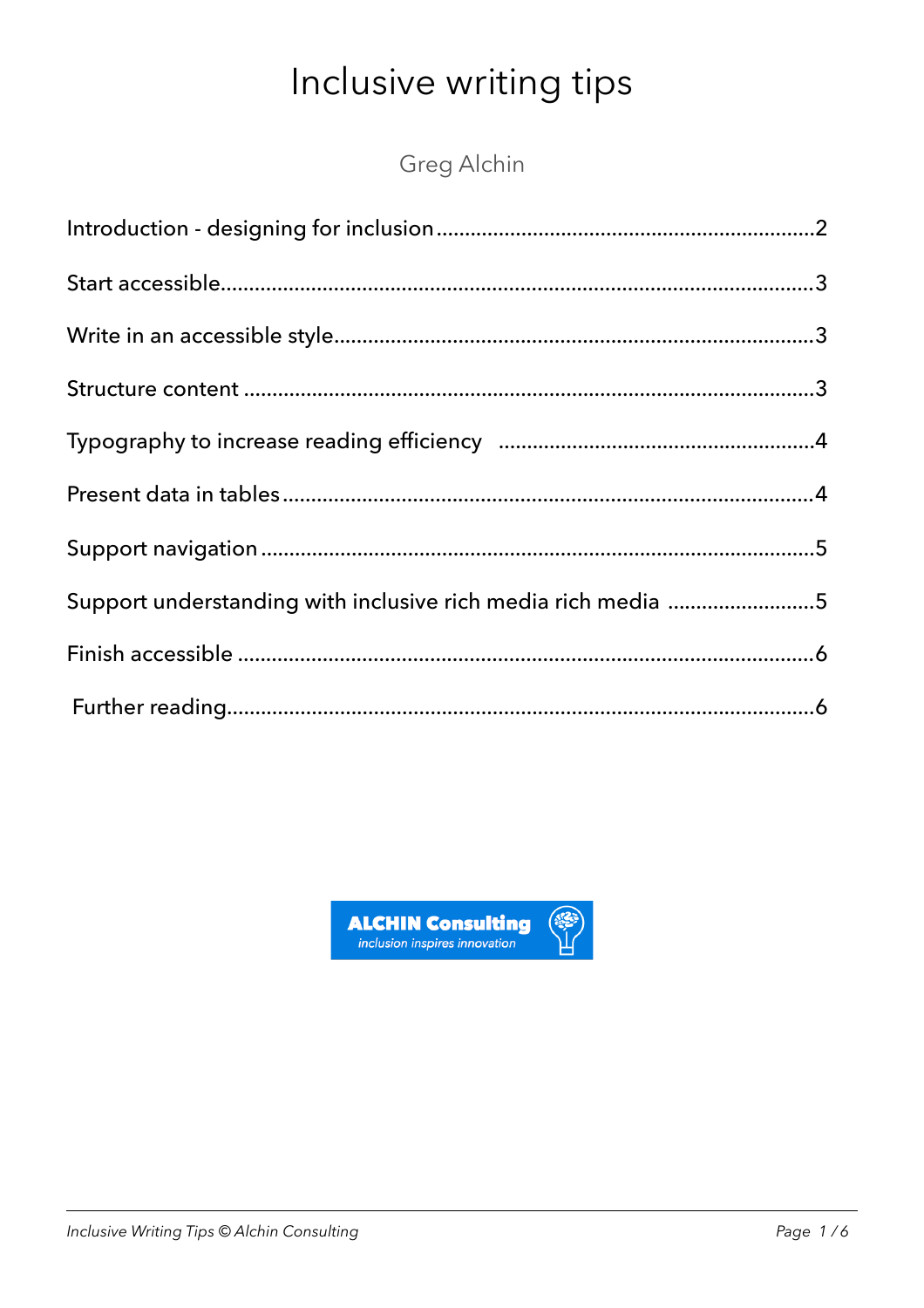# Inclusive writing tips

Greg Alchin

Introduction - designing for inclusion .......... 2

Start accessible .......... 3

Write in an accessible style .......... 3

Structure content .......... 3

Typography to increase reading efficiency .......... 4

Present data in tables .......... 4

Support navigation .......... 5

Support understanding with inclusive rich media rich media .......... 5

Finish accessible .......... 6

Further reading .......... 6

ALCHIN Consulting
*inclusion inspires innovation*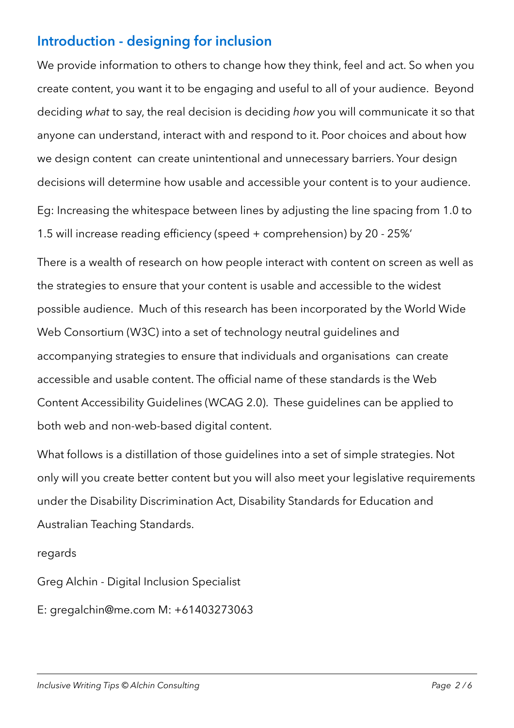## Introduction - designing for inclusion

We provide information to others to change how they think, feel and act. So when you create content, you want it to be engaging and useful to all of your audience.  Beyond deciding *what* to say, the real decision is deciding *how* you will communicate it so that anyone can understand, interact with and respond to it. Poor choices and about how we design content  can create unintentional and unnecessary barriers. Your design decisions will determine how usable and accessible your content is to your audience.

Eg: Increasing the whitespace between lines by adjusting the line spacing from 1.0 to 1.5 will increase reading efficiency (speed + comprehension) by 20 - 25%'

There is a wealth of research on how people interact with content on screen as well as the strategies to ensure that your content is usable and accessible to the widest possible audience.  Much of this research has been incorporated by the World Wide Web Consortium (W3C) into a set of technology neutral guidelines and accompanying strategies to ensure that individuals and organisations  can create accessible and usable content. The official name of these standards is the Web Content Accessibility Guidelines (WCAG 2.0).  These guidelines can be applied to both web and non-web-based digital content.

What follows is a distillation of those guidelines into a set of simple strategies. Not only will you create better content but you will also meet your legislative requirements under the Disability Discrimination Act, Disability Standards for Education and Australian Teaching Standards.

regards

Greg Alchin - Digital Inclusion Specialist

E: gregalchin@me.com M: +61403273063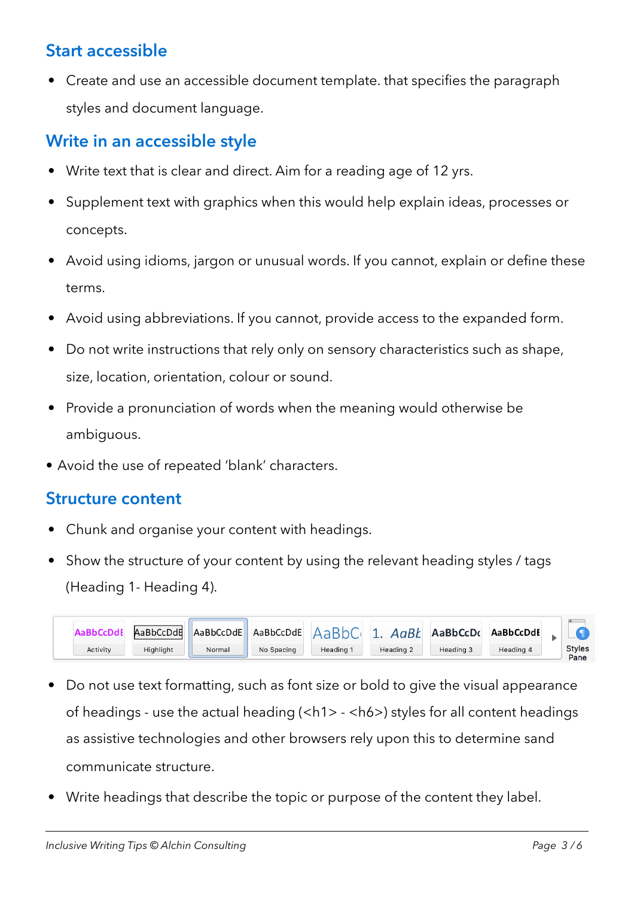## Start accessible

- Create and use an accessible document template. that specifies the paragraph styles and document language.

## Write in an accessible style

- Write text that is clear and direct. Aim for a reading age of 12 yrs.
- Supplement text with graphics when this would help explain ideas, processes or concepts.
- Avoid using idioms, jargon or unusual words. If you cannot, explain or define these terms.
- Avoid using abbreviations. If you cannot, provide access to the expanded form.
- Do not write instructions that rely only on sensory characteristics such as shape, size, location, orientation, colour or sound.
- Provide a pronunciation of words when the meaning would otherwise be ambiguous.
- Avoid the use of repeated 'blank' characters.

## Structure content

- Chunk and organise your content with headings.
- Show the structure of your content by using the relevant heading styles / tags (Heading 1- Heading 4).

AaBbCcDdE Activity | AaBbCcDdE Highlight | AaBbCcDdE Normal | AaBbCcDdE No Spacing | AaBbC Heading 1 | 1. AaBb Heading 2 | AaBbCcDd Heading 3 | AaBbCcDdE Heading 4 | Styles Pane

- Do not use text formatting, such as font size or bold to give the visual appearance of headings - use the actual heading (<h1> - <h6>) styles for all content headings as assistive technologies and other browsers rely upon this to determine sand communicate structure.
- Write headings that describe the topic or purpose of the content they label.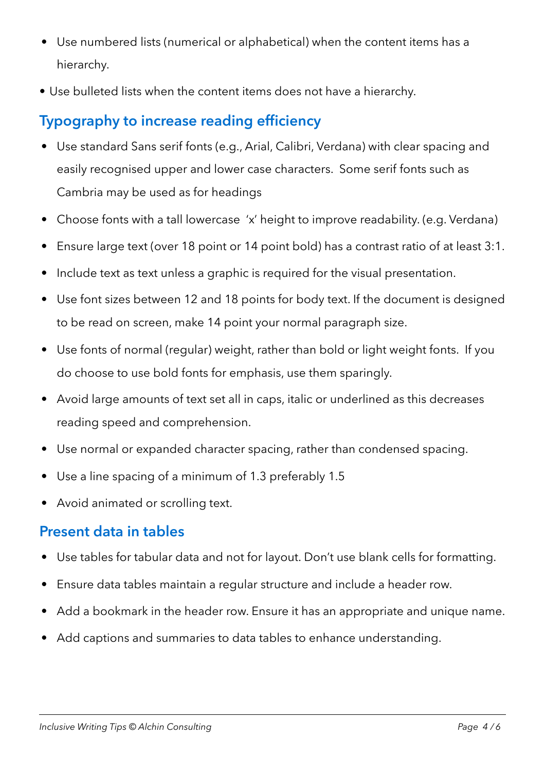- Use numbered lists (numerical or alphabetical) when the content items has a hierarchy.
- Use bulleted lists when the content items does not have a hierarchy.

## Typography to increase reading efficiency

- Use standard Sans serif fonts (e.g., Arial, Calibri, Verdana) with clear spacing and easily recognised upper and lower case characters. Some serif fonts such as Cambria may be used as for headings
- Choose fonts with a tall lowercase 'x' height to improve readability. (e.g. Verdana)
- Ensure large text (over 18 point or 14 point bold) has a contrast ratio of at least 3:1.
- Include text as text unless a graphic is required for the visual presentation.
- Use font sizes between 12 and 18 points for body text. If the document is designed to be read on screen, make 14 point your normal paragraph size.
- Use fonts of normal (regular) weight, rather than bold or light weight fonts. If you do choose to use bold fonts for emphasis, use them sparingly.
- Avoid large amounts of text set all in caps, italic or underlined as this decreases reading speed and comprehension.
- Use normal or expanded character spacing, rather than condensed spacing.
- Use a line spacing of a minimum of 1.3 preferably 1.5
- Avoid animated or scrolling text.

## Present data in tables

- Use tables for tabular data and not for layout. Don't use blank cells for formatting.
- Ensure data tables maintain a regular structure and include a header row.
- Add a bookmark in the header row. Ensure it has an appropriate and unique name.
- Add captions and summaries to data tables to enhance understanding.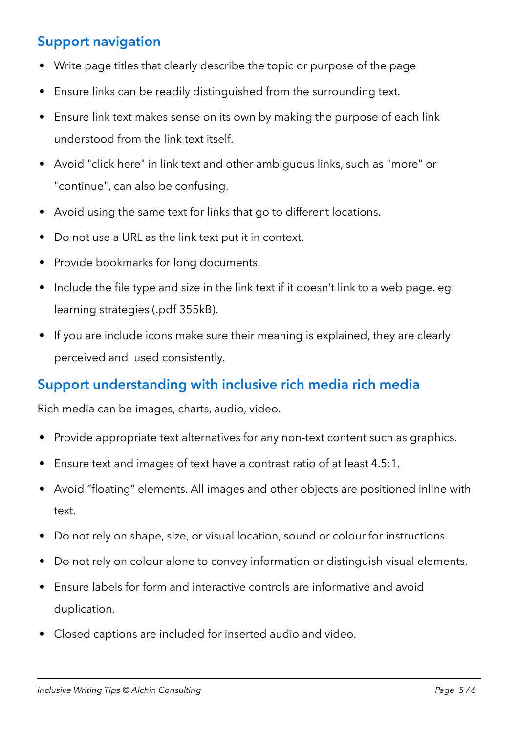## Support navigation

- Write page titles that clearly describe the topic or purpose of the page
- Ensure links can be readily distinguished from the surrounding text.
- Ensure link text makes sense on its own by making the purpose of each link understood from the link text itself.
- Avoid "click here" in link text and other ambiguous links, such as "more" or "continue", can also be confusing.
- Avoid using the same text for links that go to different locations.
- Do not use a URL as the link text put it in context.
- Provide bookmarks for long documents.
- Include the file type and size in the link text if it doesn't link to a web page. eg: learning strategies (.pdf 355kB).
- If you are include icons make sure their meaning is explained, they are clearly perceived and used consistently.

## Support understanding with inclusive rich media rich media

Rich media can be images, charts, audio, video.

- Provide appropriate text alternatives for any non-text content such as graphics.
- Ensure text and images of text have a contrast ratio of at least 4.5:1.
- Avoid "floating" elements. All images and other objects are positioned inline with text.
- Do not rely on shape, size, or visual location, sound or colour for instructions.
- Do not rely on colour alone to convey information or distinguish visual elements.
- Ensure labels for form and interactive controls are informative and avoid duplication.
- Closed captions are included for inserted audio and video.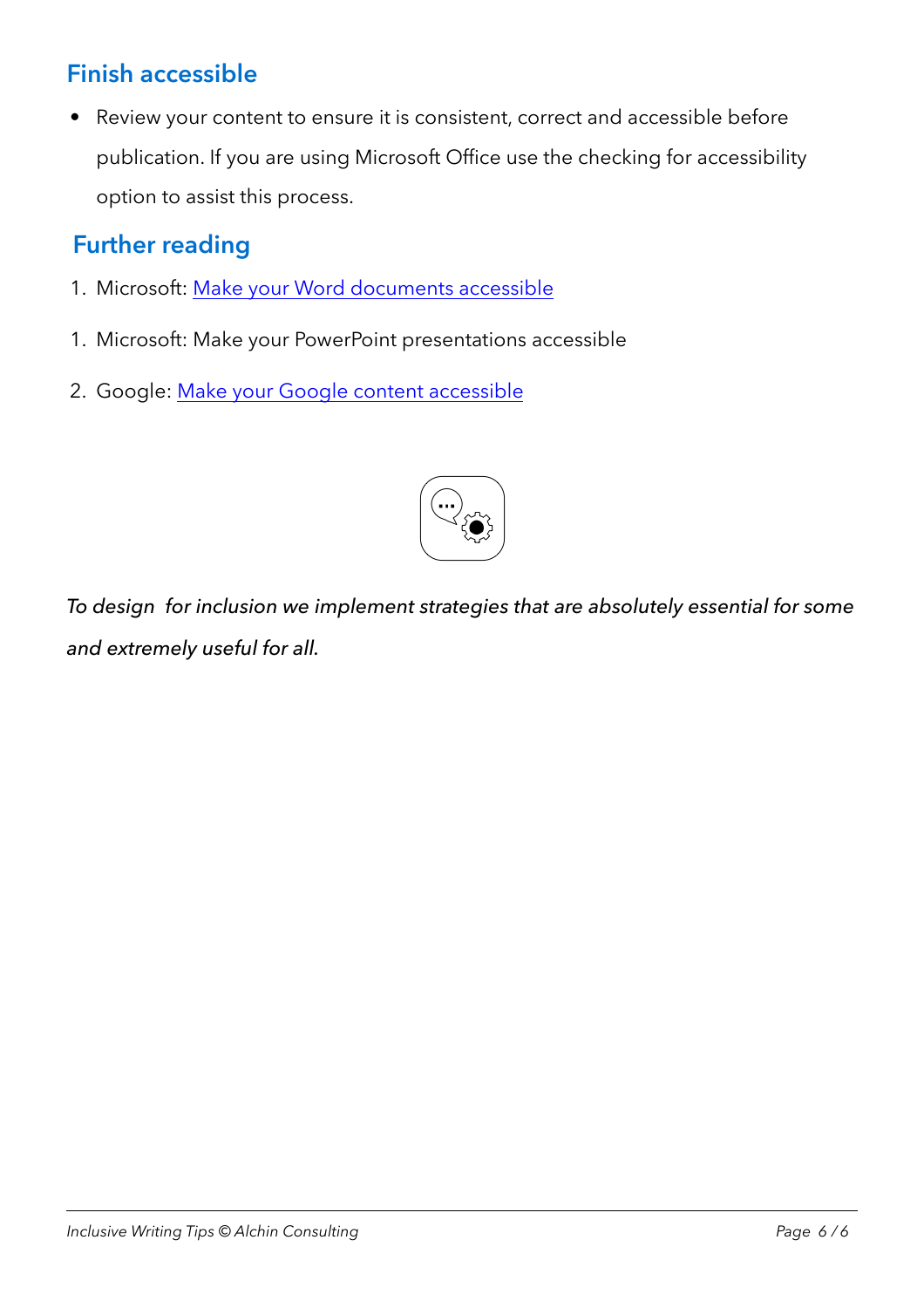## Finish accessible

- Review your content to ensure it is consistent, correct and accessible before publication. If you are using Microsoft Office use the checking for accessibility option to assist this process.

## Further reading

1. Microsoft: [Make your Word documents accessible]()
1. Microsoft: Make your PowerPoint presentations accessible
2. Google: [Make your Google content accessible]()

*To design  for inclusion we implement strategies that are absolutely essential for some and extremely useful for all.*